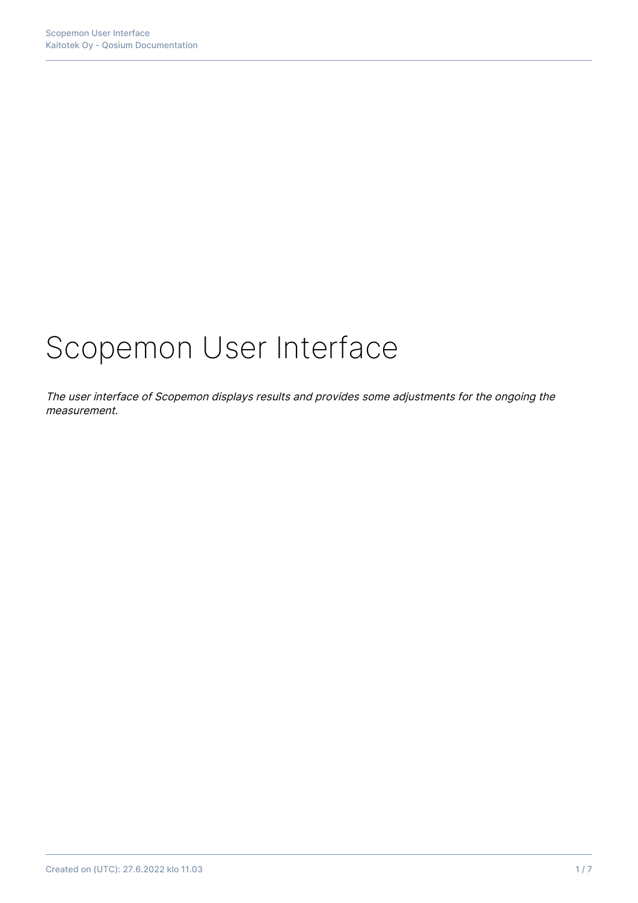# Scopemon User Interface

*The user interface of Scopemon displays results and provides some adjustments for the ongoing the measurement.*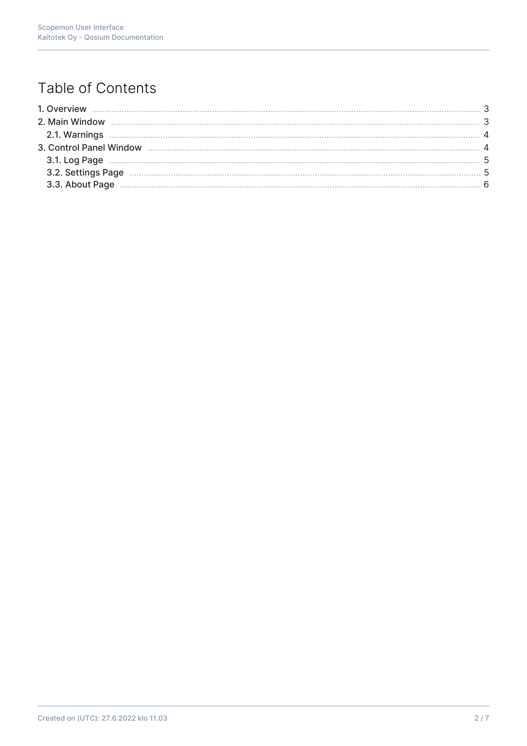# Table of Contents

- 1. Overview ... 3
- 2. Main Window ... 3
  - 2.1. Warnings ... 4
- 3. Control Panel Window ... 4
  - 3.1. Log Page ... 5
  - 3.2. Settings Page ... 5
  - 3.3. About Page ... 6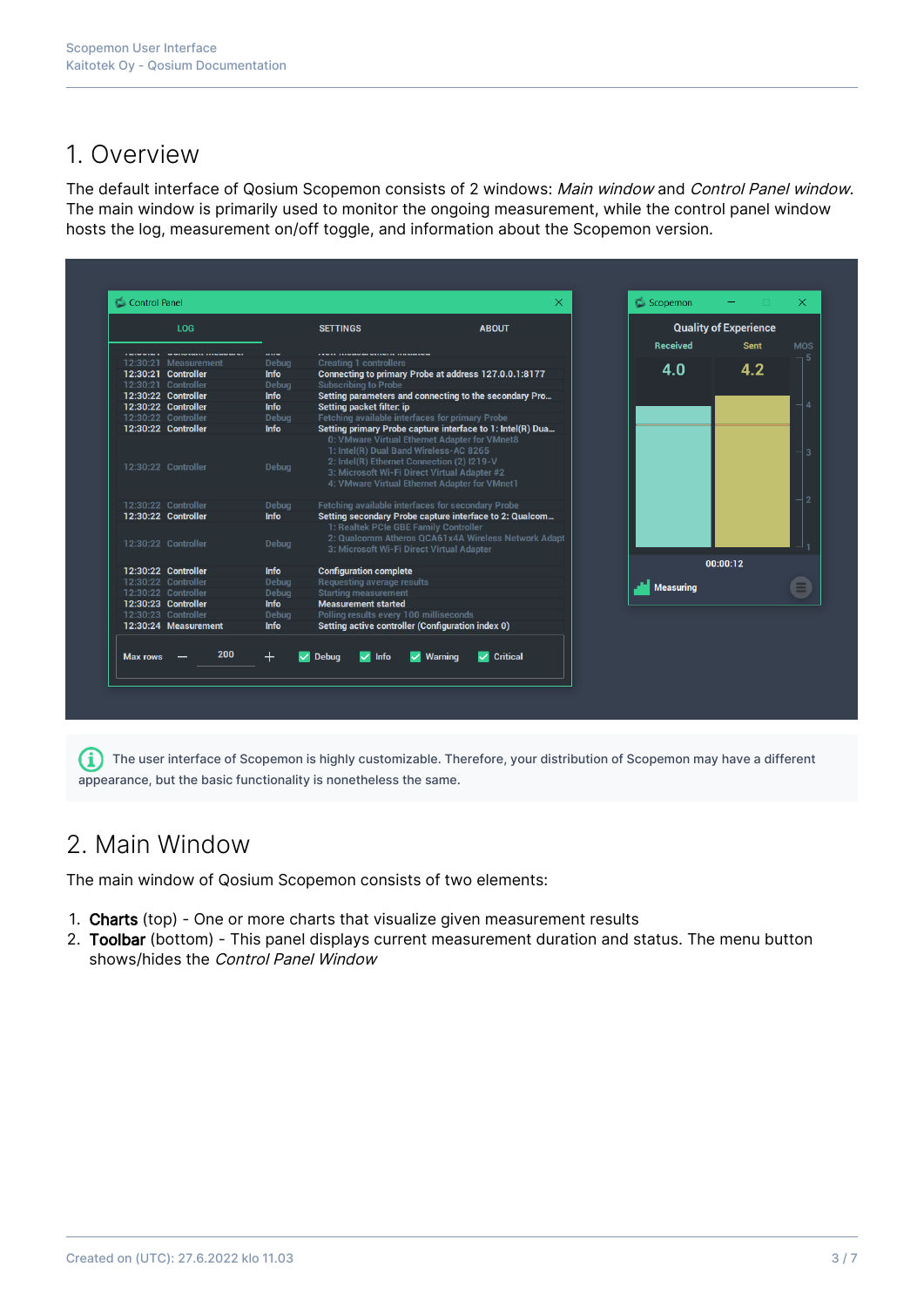# 1. Overview

The default interface of Qosium Scopemon consists of 2 windows: *Main window* and *Control Panel window*. The main window is primarily used to monitor the ongoing measurement, while the control panel window hosts the log, measurement on/off toggle, and information about the Scopemon version.

The user interface of Scopemon is highly customizable. Therefore, your distribution of Scopemon may have a different appearance, but the basic functionality is nonetheless the same.

# 2. Main Window

The main window of Qosium Scopemon consists of two elements:

1. **Charts** (top) - One or more charts that visualize given measurement results
2. **Toolbar** (bottom) - This panel displays current measurement duration and status. The menu button shows/hides the *Control Panel Window*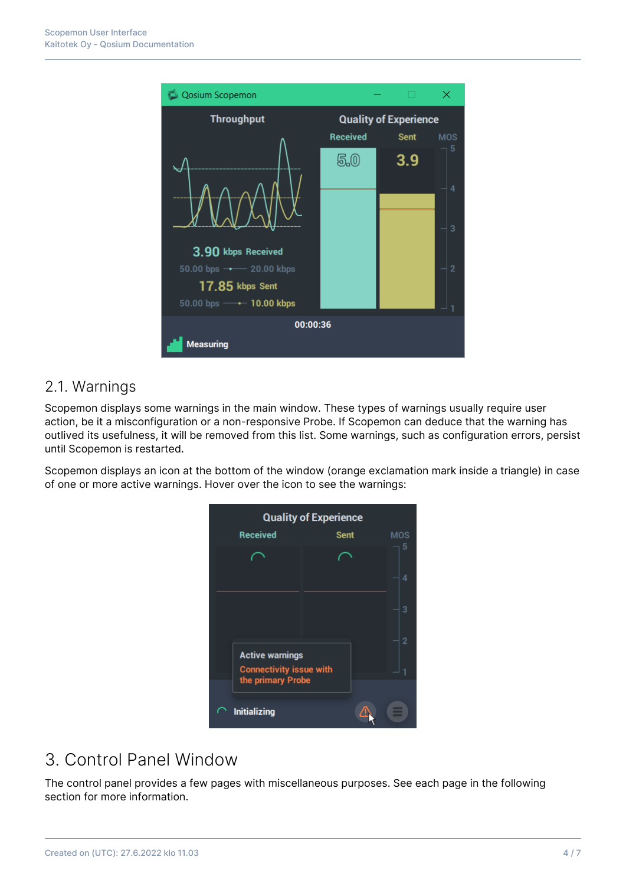## 2.1. Warnings

Scopemon displays some warnings in the main window. These types of warnings usually require user action, be it a misconfiguration or a non-responsive Probe. If Scopemon can deduce that the warning has outlived its usefulness, it will be removed from this list. Some warnings, such as configuration errors, persist until Scopemon is restarted.

Scopemon displays an icon at the bottom of the window (orange exclamation mark inside a triangle) in case of one or more active warnings. Hover over the icon to see the warnings:

# 3. Control Panel Window

The control panel provides a few pages with miscellaneous purposes. See each page in the following section for more information.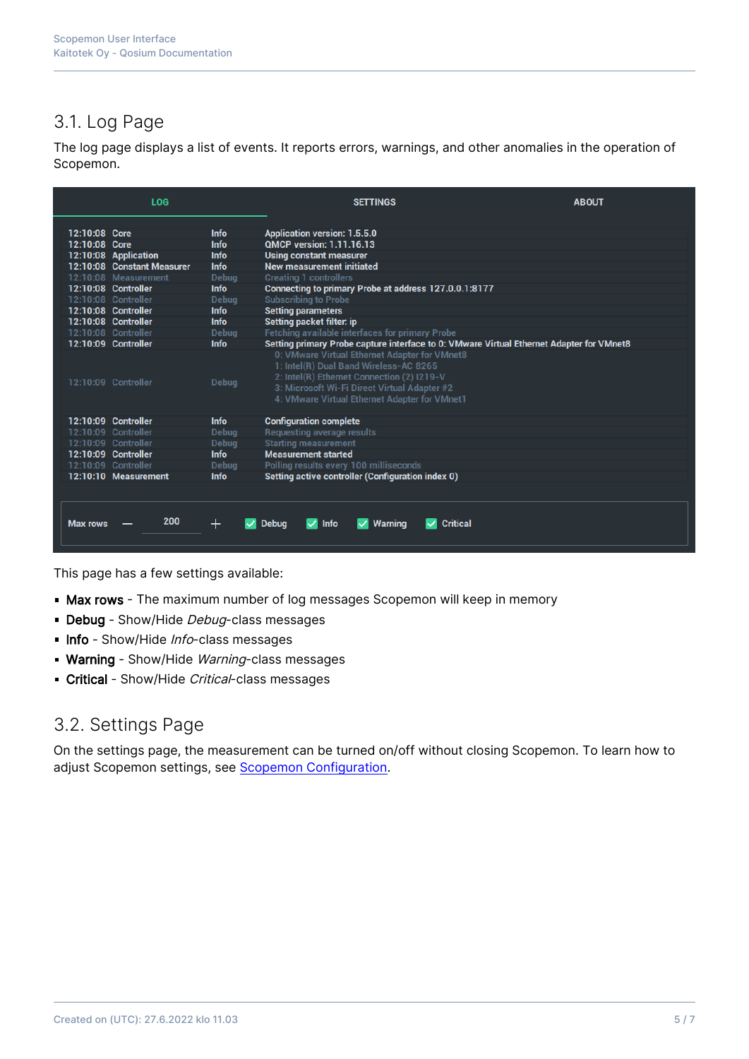## 3.1. Log Page

The log page displays a list of events. It reports errors, warnings, and other anomalies in the operation of Scopemon.

LOG | SETTINGS | ABOUT

| Time | Source | Level | Message |
|---|---|---|---|
| 12:10:08 | Core | Info | Application version: 1.5.5.0 |
| 12:10:08 | Core | Info | QMCP version: 1.11.16.13 |
| 12:10:08 | Application | Info | Using constant measurer |
| 12:10:08 | Constant Measurer | Info | New measurement initiated |
| 12:10:08 | Measurement | Debug | Creating 1 controllers |
| 12:10:08 | Controller | Info | Connecting to primary Probe at address 127.0.0.1:8177 |
| 12:10:08 | Controller | Debug | Subscribing to Probe |
| 12:10:08 | Controller | Info | Setting parameters |
| 12:10:08 | Controller | Info | Setting packet filter: ip |
| 12:10:08 | Controller | Debug | Fetching available interfaces for primary Probe |
| 12:10:09 | Controller | Info | Setting primary Probe capture interface to 0: VMware Virtual Ethernet Adapter for VMnet8 |
| 12:10:09 | Controller | Debug | 0: VMware Virtual Ethernet Adapter for VMnet8<br>1: Intel(R) Dual Band Wireless-AC 8265<br>2: Intel(R) Ethernet Connection (2) I219-V<br>3: Microsoft Wi-Fi Direct Virtual Adapter #2<br>4: VMware Virtual Ethernet Adapter for VMnet1 |
| 12:10:09 | Controller | Info | Configuration complete |
| 12:10:09 | Controller | Debug | Requesting average results |
| 12:10:09 | Controller | Debug | Starting measurement |
| 12:10:09 | Controller | Info | Measurement started |
| 12:10:09 | Controller | Debug | Polling results every 100 milliseconds |
| 12:10:10 | Measurement | Info | Setting active controller (Configuration index 0) |

Max rows — 200 + | Debug | Info | Warning | Critical

This page has a few settings available:

- **Max rows** - The maximum number of log messages Scopemon will keep in memory
- **Debug** - Show/Hide *Debug*-class messages
- **Info** - Show/Hide *Info*-class messages
- **Warning** - Show/Hide *Warning*-class messages
- **Critical** - Show/Hide *Critical*-class messages

## 3.2. Settings Page

On the settings page, the measurement can be turned on/off without closing Scopemon. To learn how to adjust Scopemon settings, see [Scopemon Configuration](Scopemon Configuration).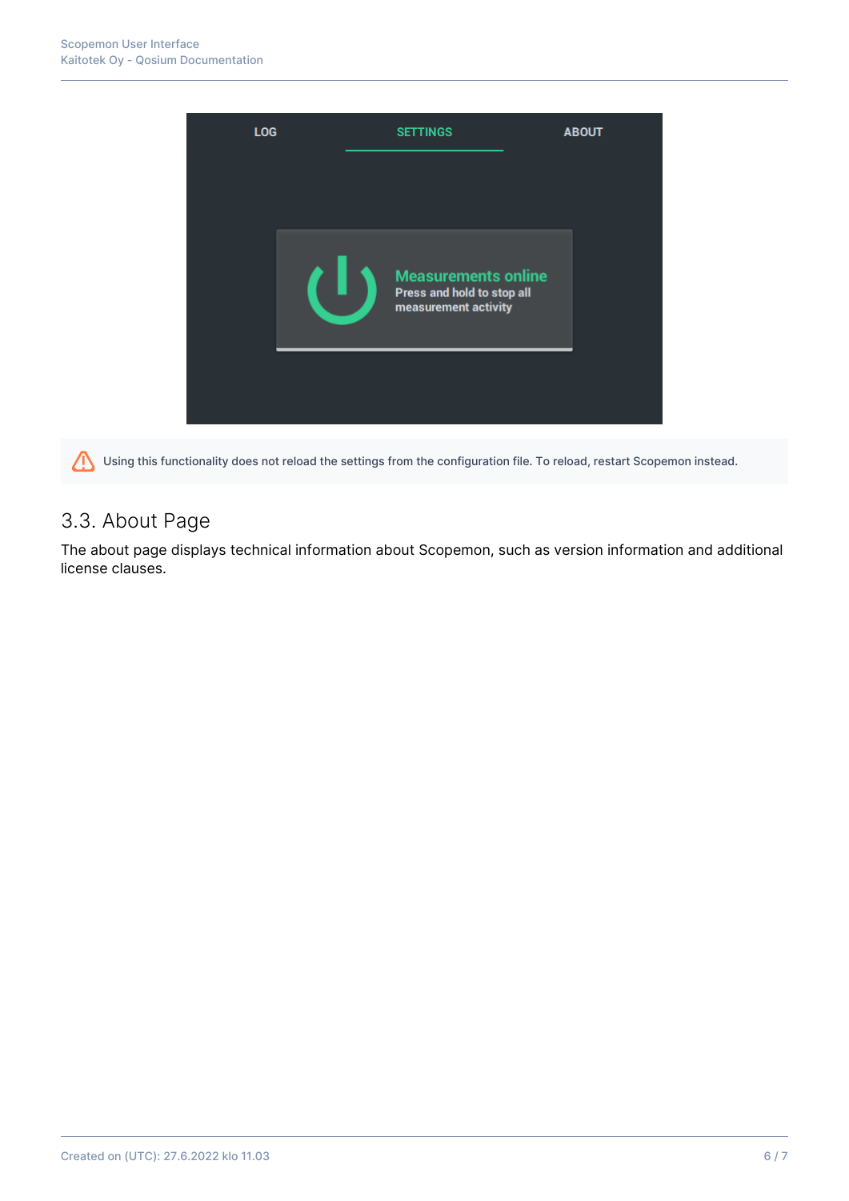> ⚠ Using this functionality does not reload the settings from the configuration file. To reload, restart Scopemon instead.

## 3.3. About Page

The about page displays technical information about Scopemon, such as version information and additional license clauses.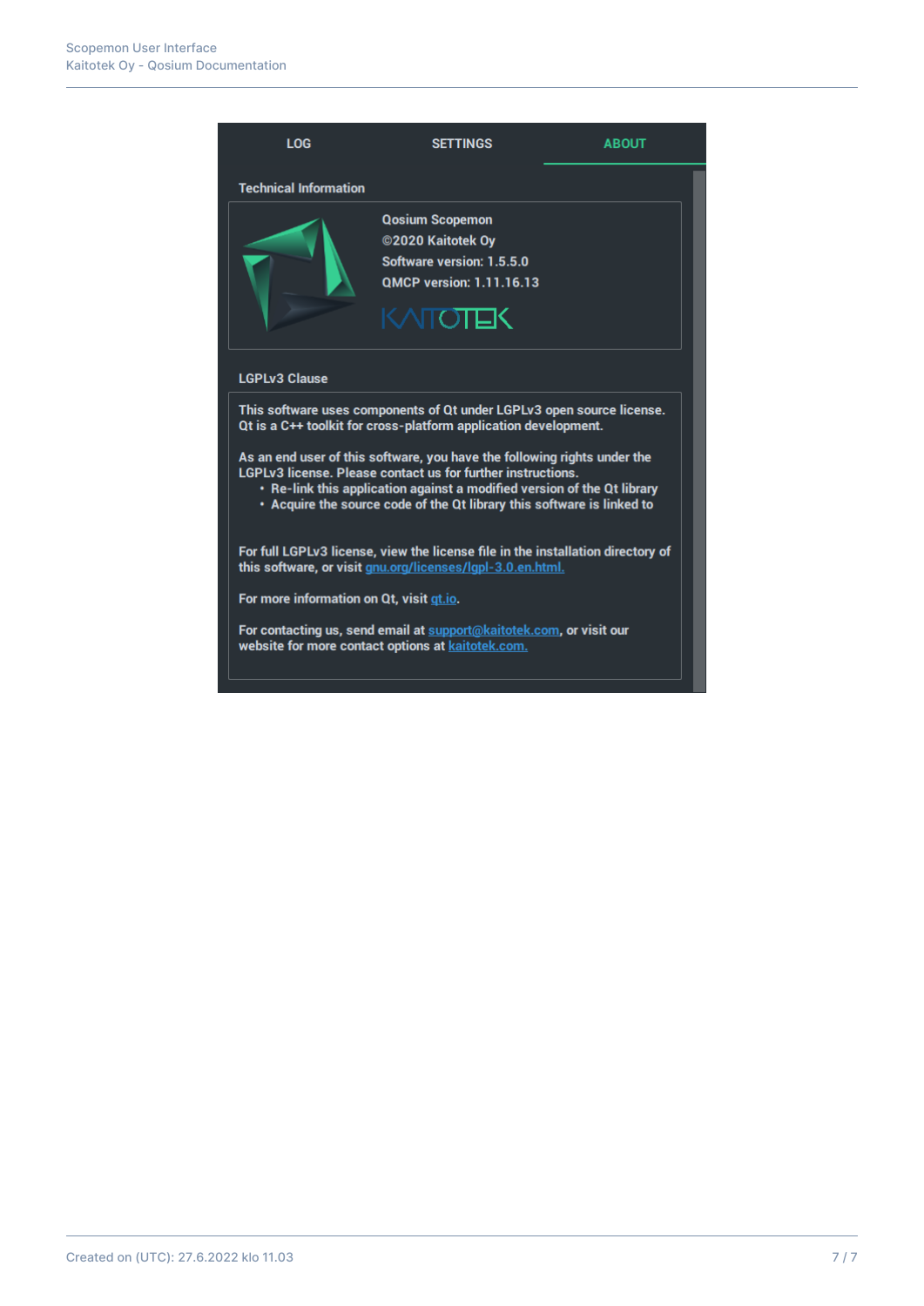LOG SETTINGS ABOUT

Technical Information

Qosium Scopemon
©2020 Kaitotek Oy
Software version: 1.5.5.0
QMCP version: 1.11.16.13

KAITOTEK

LGPLv3 Clause

This software uses components of Qt under LGPLv3 open source license. Qt is a C++ toolkit for cross-platform application development.

As an end user of this software, you have the following rights under the LGPLv3 license. Please contact us for further instructions.

- Re-link this application against a modified version of the Qt library
- Acquire the source code of the Qt library this software is linked to

For full LGPLv3 license, view the license file in the installation directory of this software, or visit gnu.org/licenses/lgpl-3.0.en.html.

For more information on Qt, visit qt.io.

For contacting us, send email at support@kaitotek.com, or visit our website for more contact options at kaitotek.com.